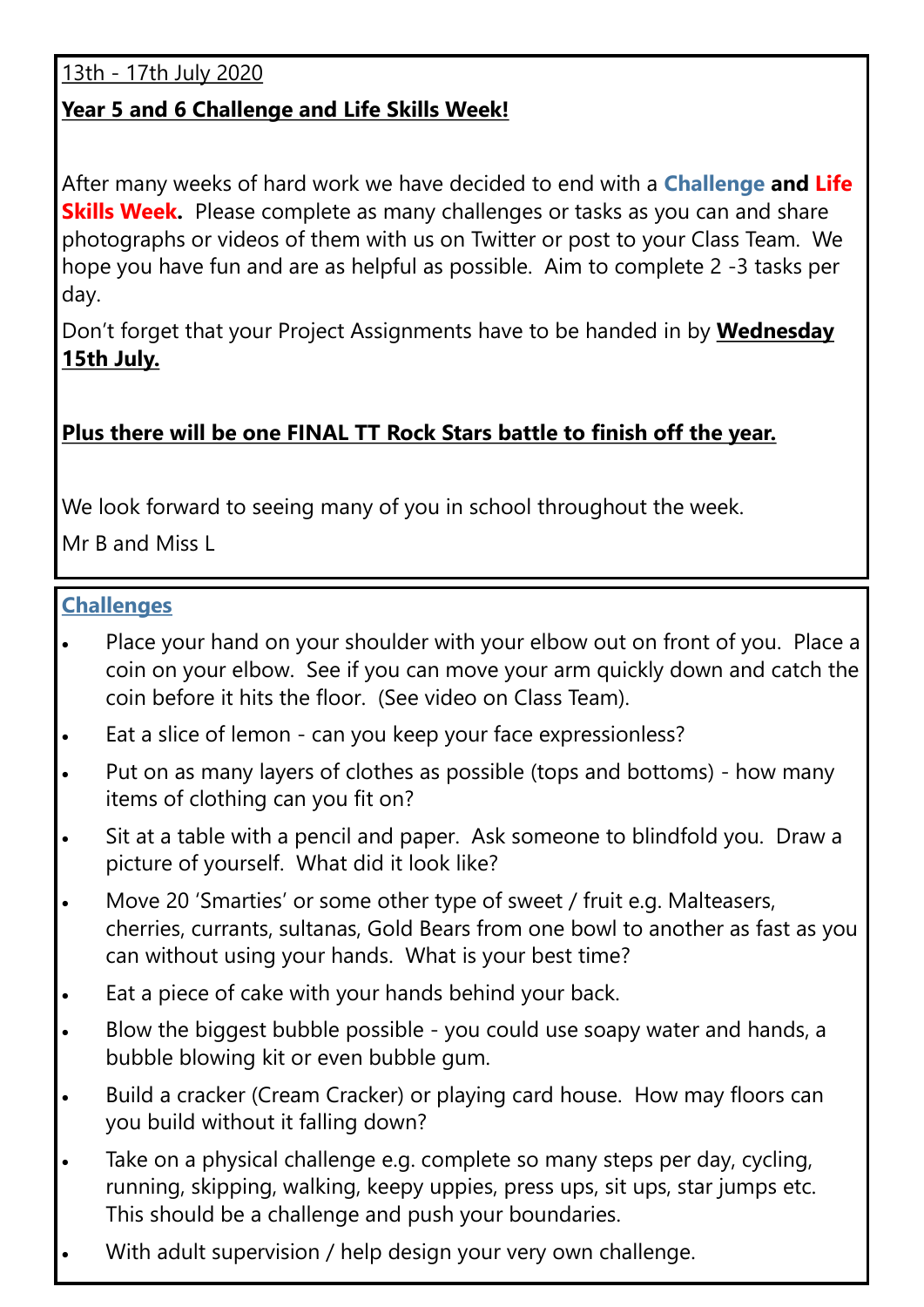13th - 17th July 2020

**Year 5 and 6 Challenge and Life Skills Week!**

After many weeks of hard work we have decided to end with a **Challenge and Life Skills Week.** Please complete as many challenges or tasks as you can and share photographs or videos of them with us on Twitter or post to your Class Team. We hope you have fun and are as helpful as possible. Aim to complete 2 -3 tasks per day.

Don't forget that your Project Assignments have to be handed in by **Wednesday 15th July.**

**Plus there will be one FINAL TT Rock Stars battle to finish off the year.**

We look forward to seeing many of you in school throughout the week.

Mr B and Miss L

## Challenges

- Place your hand on your shoulder with your elbow out on front of you. Place a coin on your elbow. See if you can move your arm quickly down and catch the coin before it hits the floor. (See video on Class Team).
- Eat a slice of lemon - can you keep your face expressionless?
- Put on as many layers of clothes as possible (tops and bottoms) - how many items of clothing can you fit on?
- Sit at a table with a pencil and paper. Ask someone to blindfold you. Draw a picture of yourself. What did it look like?
- Move 20 'Smarties' or some other type of sweet / fruit e.g. Malteasers, cherries, currants, sultanas, Gold Bears from one bowl to another as fast as you can without using your hands. What is your best time?
- Eat a piece of cake with your hands behind your back.
- Blow the biggest bubble possible - you could use soapy water and hands, a bubble blowing kit or even bubble gum.
- Build a cracker (Cream Cracker) or playing card house. How may floors can you build without it falling down?
- Take on a physical challenge e.g. complete so many steps per day, cycling, running, skipping, walking, keepy uppies, press ups, sit ups, star jumps etc. This should be a challenge and push your boundaries.
- With adult supervision / help design your very own challenge.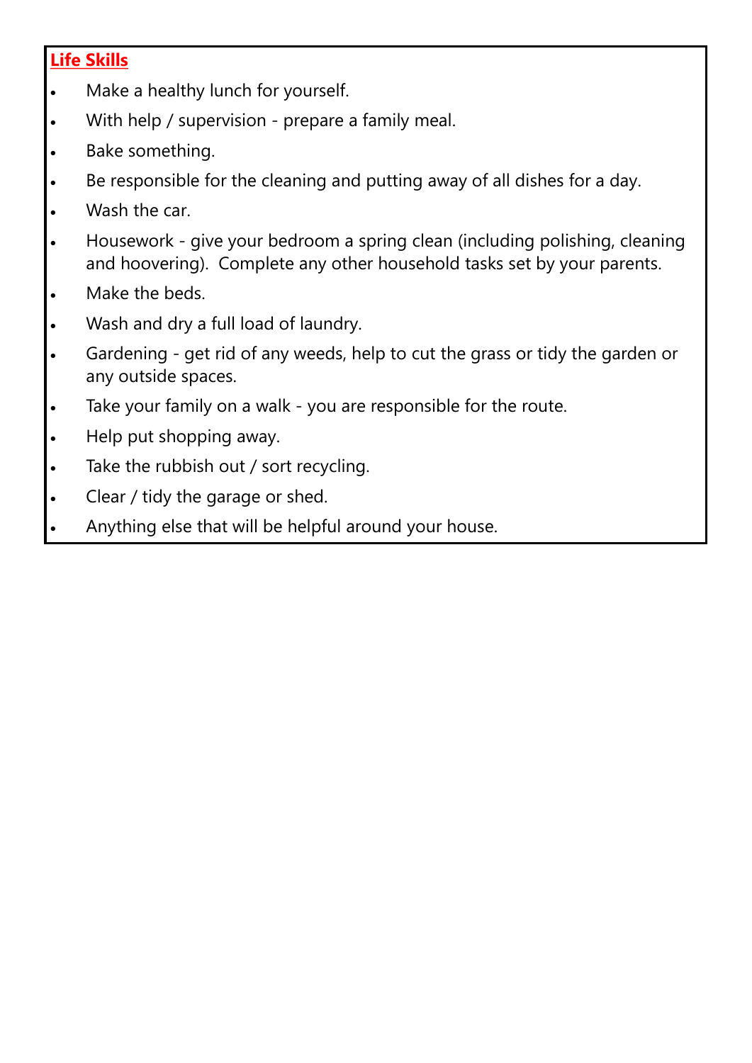## Life Skills

- Make a healthy lunch for yourself.
- With help / supervision - prepare a family meal.
- Bake something.
- Be responsible for the cleaning and putting away of all dishes for a day.
- Wash the car.
- Housework - give your bedroom a spring clean (including polishing, cleaning and hoovering). Complete any other household tasks set by your parents.
- Make the beds.
- Wash and dry a full load of laundry.
- Gardening - get rid of any weeds, help to cut the grass or tidy the garden or any outside spaces.
- Take your family on a walk - you are responsible for the route.
- Help put shopping away.
- Take the rubbish out / sort recycling.
- Clear / tidy the garage or shed.
- Anything else that will be helpful around your house.